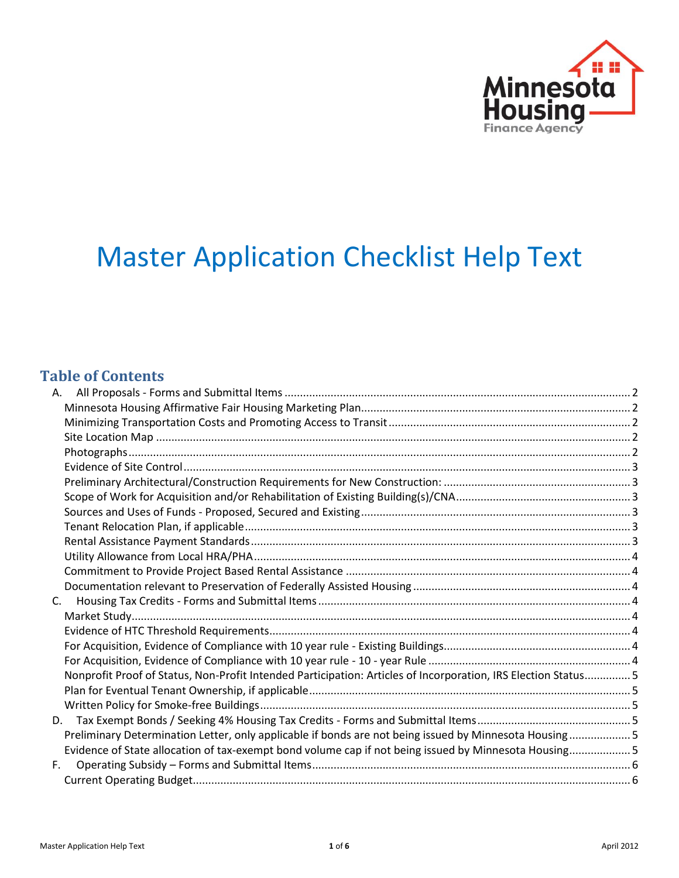Minnesota Housing Finance Agency

# Master Application Checklist Help Text

## Table of Contents

A. All Proposals - Forms and Submittal Items ..... 2
- Minnesota Housing Affirmative Fair Housing Marketing Plan ..... 2
- Minimizing Transportation Costs and Promoting Access to Transit ..... 2
- Site Location Map ..... 2
- Photographs ..... 2
- Evidence of Site Control ..... 3
- Preliminary Architectural/Construction Requirements for New Construction: ..... 3
- Scope of Work for Acquisition and/or Rehabilitation of Existing Building(s)/CNA ..... 3
- Sources and Uses of Funds - Proposed, Secured and Existing ..... 3
- Tenant Relocation Plan, if applicable ..... 3
- Rental Assistance Payment Standards ..... 3
- Utility Allowance from Local HRA/PHA ..... 4
- Commitment to Provide Project Based Rental Assistance ..... 4
- Documentation relevant to Preservation of Federally Assisted Housing ..... 4

C. Housing Tax Credits - Forms and Submittal Items ..... 4
- Market Study ..... 4
- Evidence of HTC Threshold Requirements ..... 4
- For Acquisition, Evidence of Compliance with 10 year rule - Existing Buildings ..... 4
- For Acquisition, Evidence of Compliance with 10 year rule - 10 - year Rule ..... 4
- Nonprofit Proof of Status, Non-Profit Intended Participation: Articles of Incorporation, IRS Election Status ..... 5
- Plan for Eventual Tenant Ownership, if applicable ..... 5
- Written Policy for Smoke-free Buildings ..... 5

D. Tax Exempt Bonds / Seeking 4% Housing Tax Credits - Forms and Submittal Items ..... 5
- Preliminary Determination Letter, only applicable if bonds are not being issued by Minnesota Housing ..... 5
- Evidence of State allocation of tax-exempt bond volume cap if not being issued by Minnesota Housing ..... 5

F. Operating Subsidy – Forms and Submittal Items ..... 6
- Current Operating Budget ..... 6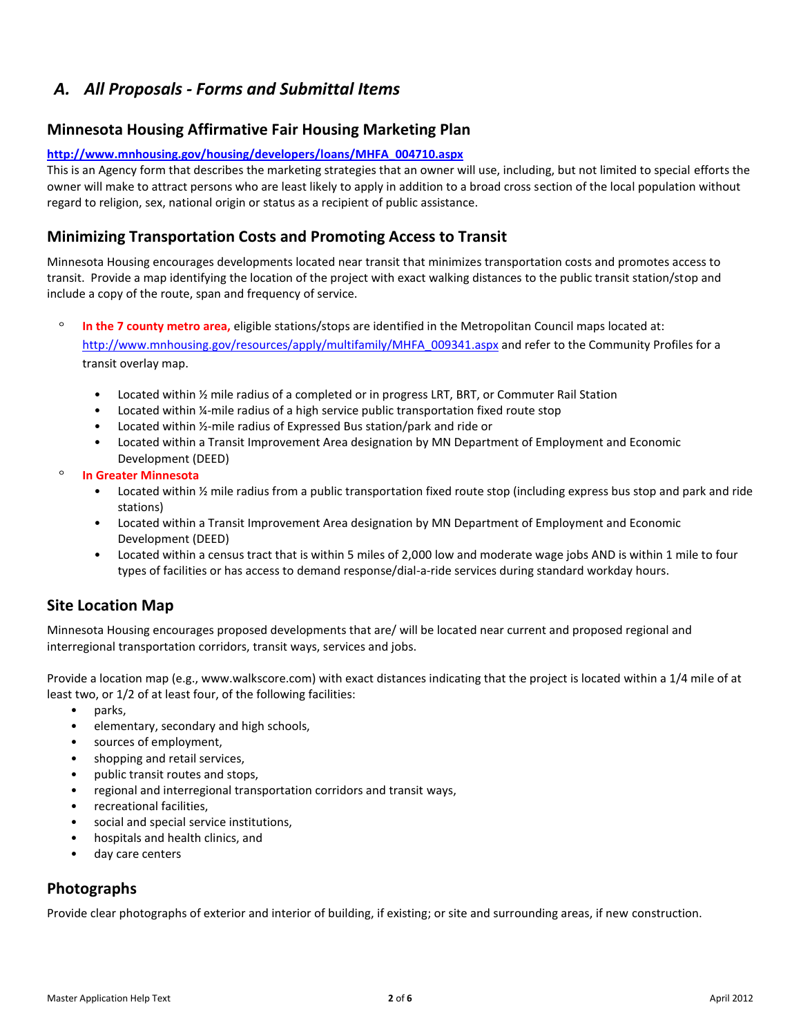## A. *All Proposals - Forms and Submittal Items*

### Minnesota Housing Affirmative Fair Housing Marketing Plan

**http://www.mnhousing.gov/housing/developers/loans/MHFA_004710.aspx**

This is an Agency form that describes the marketing strategies that an owner will use, including, but not limited to special efforts the owner will make to attract persons who are least likely to apply in addition to a broad cross section of the local population without regard to religion, sex, national origin or status as a recipient of public assistance.

### Minimizing Transportation Costs and Promoting Access to Transit

Minnesota Housing encourages developments located near transit that minimizes transportation costs and promotes access to transit. Provide a map identifying the location of the project with exact walking distances to the public transit station/stop and include a copy of the route, span and frequency of service.

- **In the 7 county metro area,** eligible stations/stops are identified in the Metropolitan Council maps located at: http://www.mnhousing.gov/resources/apply/multifamily/MHFA_009341.aspx and refer to the Community Profiles for a transit overlay map.
  - Located within ½ mile radius of a completed or in progress LRT, BRT, or Commuter Rail Station
  - Located within ¼-mile radius of a high service public transportation fixed route stop
  - Located within ½-mile radius of Expressed Bus station/park and ride or
  - Located within a Transit Improvement Area designation by MN Department of Employment and Economic Development (DEED)
- **In Greater Minnesota**
  - Located within ½ mile radius from a public transportation fixed route stop (including express bus stop and park and ride stations)
  - Located within a Transit Improvement Area designation by MN Department of Employment and Economic Development (DEED)
  - Located within a census tract that is within 5 miles of 2,000 low and moderate wage jobs AND is within 1 mile to four types of facilities or has access to demand response/dial-a-ride services during standard workday hours.

### Site Location Map

Minnesota Housing encourages proposed developments that are/ will be located near current and proposed regional and interregional transportation corridors, transit ways, services and jobs.

Provide a location map (e.g., www.walkscore.com) with exact distances indicating that the project is located within a 1/4 mile of at least two, or 1/2 of at least four, of the following facilities:

- parks,
- elementary, secondary and high schools,
- sources of employment,
- shopping and retail services,
- public transit routes and stops,
- regional and interregional transportation corridors and transit ways,
- recreational facilities,
- social and special service institutions,
- hospitals and health clinics, and
- day care centers

### Photographs

Provide clear photographs of exterior and interior of building, if existing; or site and surrounding areas, if new construction.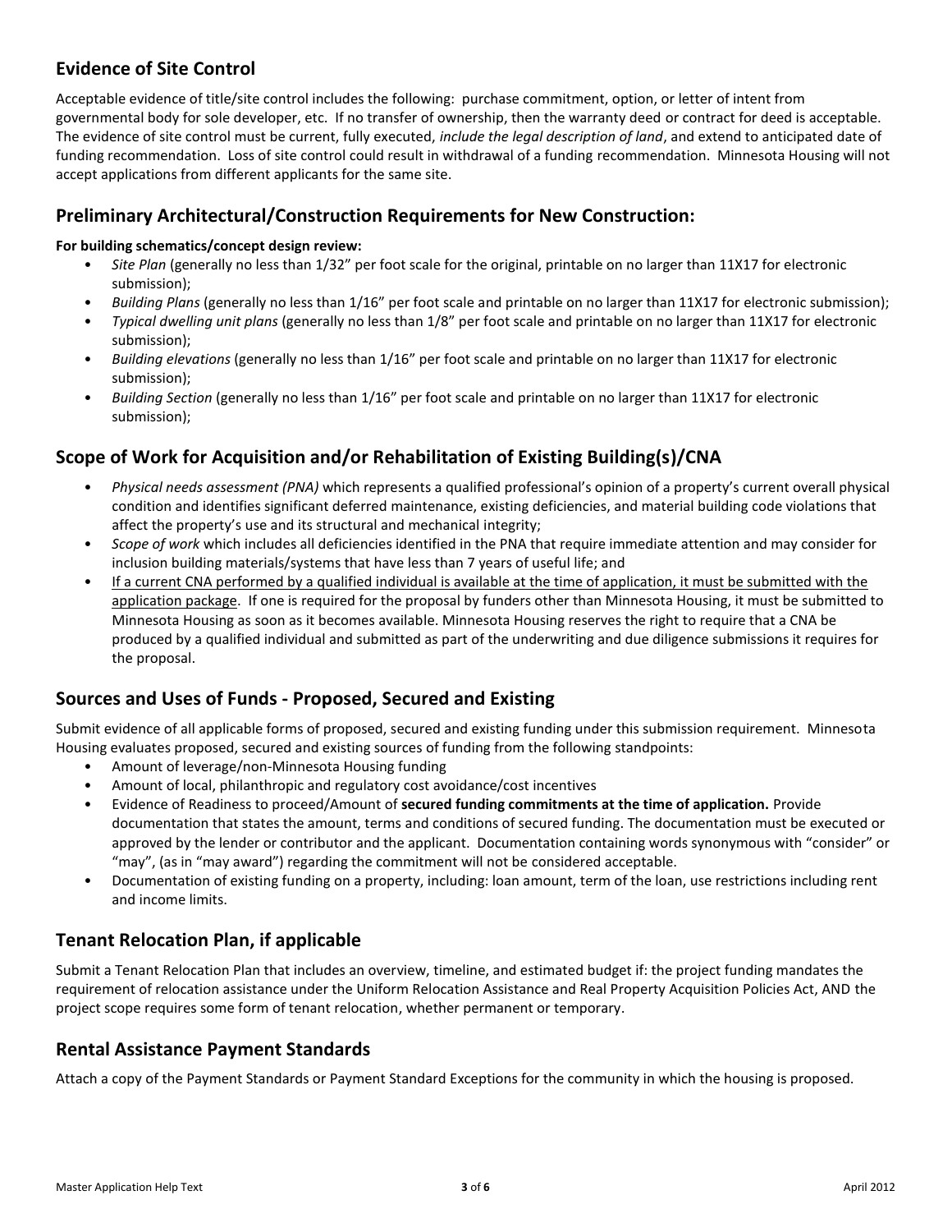## Evidence of Site Control

Acceptable evidence of title/site control includes the following: purchase commitment, option, or letter of intent from governmental body for sole developer, etc. If no transfer of ownership, then the warranty deed or contract for deed is acceptable. The evidence of site control must be current, fully executed, *include the legal description of land*, and extend to anticipated date of funding recommendation. Loss of site control could result in withdrawal of a funding recommendation. Minnesota Housing will not accept applications from different applicants for the same site.

## Preliminary Architectural/Construction Requirements for New Construction:

**For building schematics/concept design review:**

- *Site Plan* (generally no less than 1/32" per foot scale for the original, printable on no larger than 11X17 for electronic submission);
- *Building Plans* (generally no less than 1/16" per foot scale and printable on no larger than 11X17 for electronic submission);
- *Typical dwelling unit plans* (generally no less than 1/8" per foot scale and printable on no larger than 11X17 for electronic submission);
- *Building elevations* (generally no less than 1/16" per foot scale and printable on no larger than 11X17 for electronic submission);
- *Building Section* (generally no less than 1/16" per foot scale and printable on no larger than 11X17 for electronic submission);

## Scope of Work for Acquisition and/or Rehabilitation of Existing Building(s)/CNA

- *Physical needs assessment (PNA)* which represents a qualified professional's opinion of a property's current overall physical condition and identifies significant deferred maintenance, existing deficiencies, and material building code violations that affect the property's use and its structural and mechanical integrity;
- *Scope of work* which includes all deficiencies identified in the PNA that require immediate attention and may consider for inclusion building materials/systems that have less than 7 years of useful life; and
- If a current CNA performed by a qualified individual is available at the time of application, it must be submitted with the application package. If one is required for the proposal by funders other than Minnesota Housing, it must be submitted to Minnesota Housing as soon as it becomes available. Minnesota Housing reserves the right to require that a CNA be produced by a qualified individual and submitted as part of the underwriting and due diligence submissions it requires for the proposal.

## Sources and Uses of Funds - Proposed, Secured and Existing

Submit evidence of all applicable forms of proposed, secured and existing funding under this submission requirement. Minnesota Housing evaluates proposed, secured and existing sources of funding from the following standpoints:

- Amount of leverage/non-Minnesota Housing funding
- Amount of local, philanthropic and regulatory cost avoidance/cost incentives
- Evidence of Readiness to proceed/Amount of **secured funding commitments at the time of application.** Provide documentation that states the amount, terms and conditions of secured funding. The documentation must be executed or approved by the lender or contributor and the applicant. Documentation containing words synonymous with "consider" or "may", (as in "may award") regarding the commitment will not be considered acceptable.
- Documentation of existing funding on a property, including: loan amount, term of the loan, use restrictions including rent and income limits.

## Tenant Relocation Plan, if applicable

Submit a Tenant Relocation Plan that includes an overview, timeline, and estimated budget if: the project funding mandates the requirement of relocation assistance under the Uniform Relocation Assistance and Real Property Acquisition Policies Act, AND the project scope requires some form of tenant relocation, whether permanent or temporary.

## Rental Assistance Payment Standards

Attach a copy of the Payment Standards or Payment Standard Exceptions for the community in which the housing is proposed.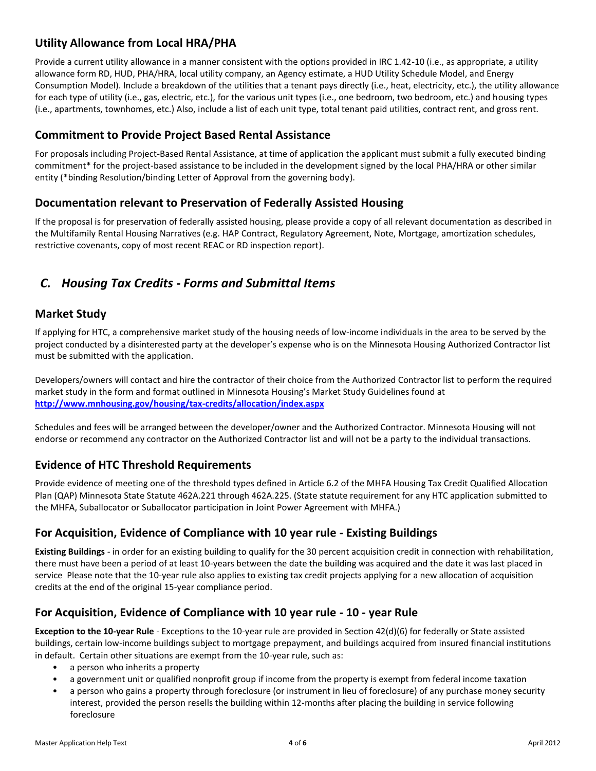## Utility Allowance from Local HRA/PHA

Provide a current utility allowance in a manner consistent with the options provided in IRC 1.42-10 (i.e., as appropriate, a utility allowance form RD, HUD, PHA/HRA, local utility company, an Agency estimate, a HUD Utility Schedule Model, and Energy Consumption Model). Include a breakdown of the utilities that a tenant pays directly (i.e., heat, electricity, etc.), the utility allowance for each type of utility (i.e., gas, electric, etc.), for the various unit types (i.e., one bedroom, two bedroom, etc.) and housing types (i.e., apartments, townhomes, etc.) Also, include a list of each unit type, total tenant paid utilities, contract rent, and gross rent.

## Commitment to Provide Project Based Rental Assistance

For proposals including Project-Based Rental Assistance, at time of application the applicant must submit a fully executed binding commitment* for the project-based assistance to be included in the development signed by the local PHA/HRA or other similar entity (*binding Resolution/binding Letter of Approval from the governing body).

## Documentation relevant to Preservation of Federally Assisted Housing

If the proposal is for preservation of federally assisted housing, please provide a copy of all relevant documentation as described in the Multifamily Rental Housing Narratives (e.g. HAP Contract, Regulatory Agreement, Note, Mortgage, amortization schedules, restrictive covenants, copy of most recent REAC or RD inspection report).

# *C. Housing Tax Credits - Forms and Submittal Items*

## Market Study

If applying for HTC, a comprehensive market study of the housing needs of low-income individuals in the area to be served by the project conducted by a disinterested party at the developer's expense who is on the Minnesota Housing Authorized Contractor list must be submitted with the application.

Developers/owners will contact and hire the contractor of their choice from the Authorized Contractor list to perform the required market study in the form and format outlined in Minnesota Housing's Market Study Guidelines found at **http://www.mnhousing.gov/housing/tax-credits/allocation/index.aspx**

Schedules and fees will be arranged between the developer/owner and the Authorized Contractor. Minnesota Housing will not endorse or recommend any contractor on the Authorized Contractor list and will not be a party to the individual transactions.

## Evidence of HTC Threshold Requirements

Provide evidence of meeting one of the threshold types defined in Article 6.2 of the MHFA Housing Tax Credit Qualified Allocation Plan (QAP) Minnesota State Statute 462A.221 through 462A.225. (State statute requirement for any HTC application submitted to the MHFA, Suballocator or Suballocator participation in Joint Power Agreement with MHFA.)

## For Acquisition, Evidence of Compliance with 10 year rule - Existing Buildings

**Existing Buildings** - in order for an existing building to qualify for the 30 percent acquisition credit in connection with rehabilitation, there must have been a period of at least 10-years between the date the building was acquired and the date it was last placed in service Please note that the 10-year rule also applies to existing tax credit projects applying for a new allocation of acquisition credits at the end of the original 15-year compliance period.

## For Acquisition, Evidence of Compliance with 10 year rule - 10 - year Rule

**Exception to the 10-year Rule** - Exceptions to the 10-year rule are provided in Section 42(d)(6) for federally or State assisted buildings, certain low-income buildings subject to mortgage prepayment, and buildings acquired from insured financial institutions in default. Certain other situations are exempt from the 10-year rule, such as:

- a person who inherits a property
- a government unit or qualified nonprofit group if income from the property is exempt from federal income taxation
- a person who gains a property through foreclosure (or instrument in lieu of foreclosure) of any purchase money security interest, provided the person resells the building within 12-months after placing the building in service following foreclosure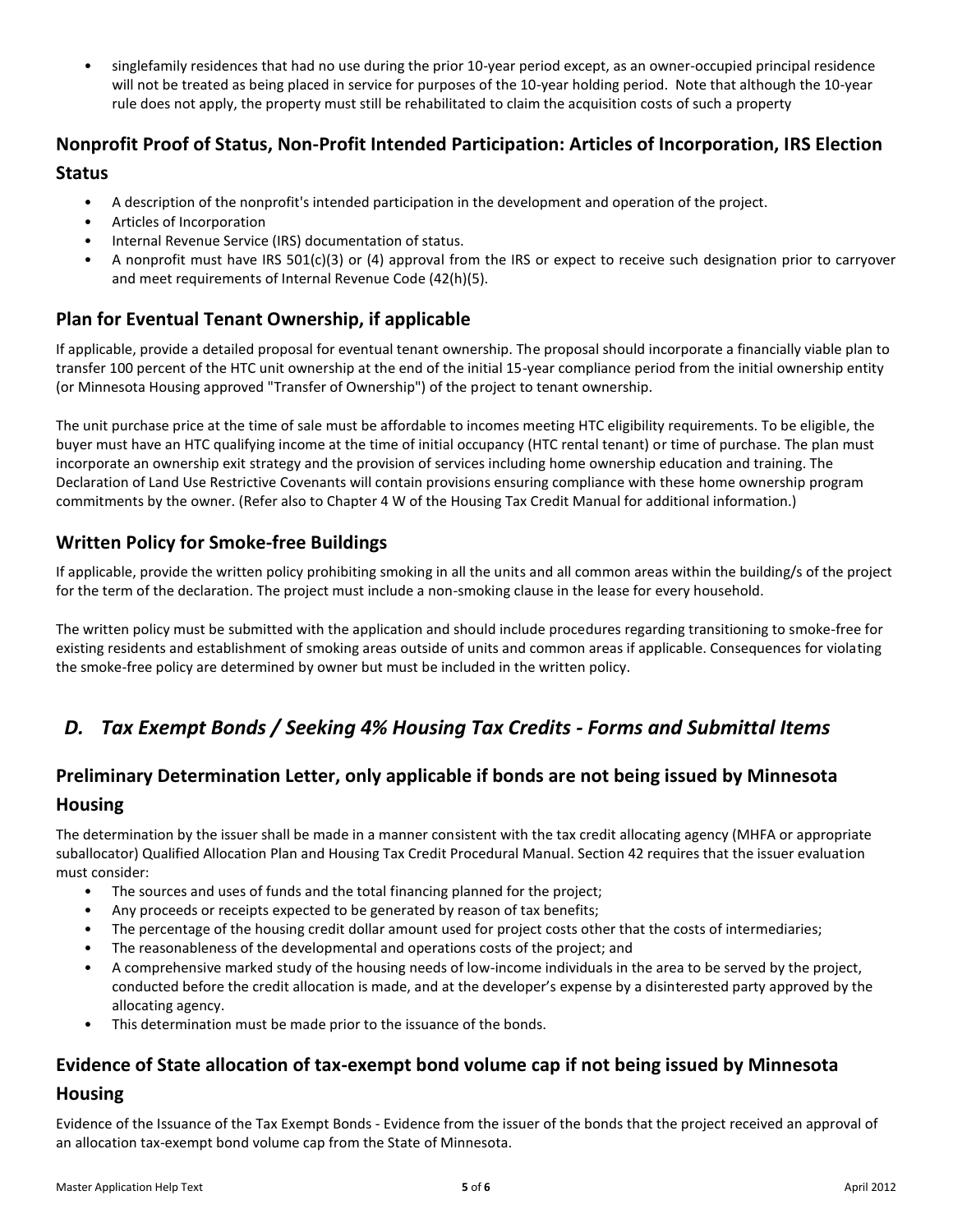- singlefamily residences that had no use during the prior 10-year period except, as an owner-occupied principal residence will not be treated as being placed in service for purposes of the 10-year holding period. Note that although the 10-year rule does not apply, the property must still be rehabilitated to claim the acquisition costs of such a property

## Nonprofit Proof of Status, Non-Profit Intended Participation: Articles of Incorporation, IRS Election Status

- A description of the nonprofit's intended participation in the development and operation of the project.
- Articles of Incorporation
- Internal Revenue Service (IRS) documentation of status.
- A nonprofit must have IRS 501(c)(3) or (4) approval from the IRS or expect to receive such designation prior to carryover and meet requirements of Internal Revenue Code (42(h)(5).

## Plan for Eventual Tenant Ownership, if applicable

If applicable, provide a detailed proposal for eventual tenant ownership. The proposal should incorporate a financially viable plan to transfer 100 percent of the HTC unit ownership at the end of the initial 15-year compliance period from the initial ownership entity (or Minnesota Housing approved "Transfer of Ownership") of the project to tenant ownership.

The unit purchase price at the time of sale must be affordable to incomes meeting HTC eligibility requirements. To be eligible, the buyer must have an HTC qualifying income at the time of initial occupancy (HTC rental tenant) or time of purchase. The plan must incorporate an ownership exit strategy and the provision of services including home ownership education and training. The Declaration of Land Use Restrictive Covenants will contain provisions ensuring compliance with these home ownership program commitments by the owner. (Refer also to Chapter 4 W of the Housing Tax Credit Manual for additional information.)

## Written Policy for Smoke-free Buildings

If applicable, provide the written policy prohibiting smoking in all the units and all common areas within the building/s of the project for the term of the declaration. The project must include a non-smoking clause in the lease for every household.

The written policy must be submitted with the application and should include procedures regarding transitioning to smoke-free for existing residents and establishment of smoking areas outside of units and common areas if applicable. Consequences for violating the smoke-free policy are determined by owner but must be included in the written policy.

# *D. Tax Exempt Bonds / Seeking 4% Housing Tax Credits - Forms and Submittal Items*

## Preliminary Determination Letter, only applicable if bonds are not being issued by Minnesota Housing

The determination by the issuer shall be made in a manner consistent with the tax credit allocating agency (MHFA or appropriate suballocator) Qualified Allocation Plan and Housing Tax Credit Procedural Manual. Section 42 requires that the issuer evaluation must consider:

- The sources and uses of funds and the total financing planned for the project;
- Any proceeds or receipts expected to be generated by reason of tax benefits;
- The percentage of the housing credit dollar amount used for project costs other that the costs of intermediaries;
- The reasonableness of the developmental and operations costs of the project; and
- A comprehensive marked study of the housing needs of low-income individuals in the area to be served by the project, conducted before the credit allocation is made, and at the developer's expense by a disinterested party approved by the allocating agency.
- This determination must be made prior to the issuance of the bonds.

## Evidence of State allocation of tax-exempt bond volume cap if not being issued by Minnesota Housing

Evidence of the Issuance of the Tax Exempt Bonds - Evidence from the issuer of the bonds that the project received an approval of an allocation tax-exempt bond volume cap from the State of Minnesota.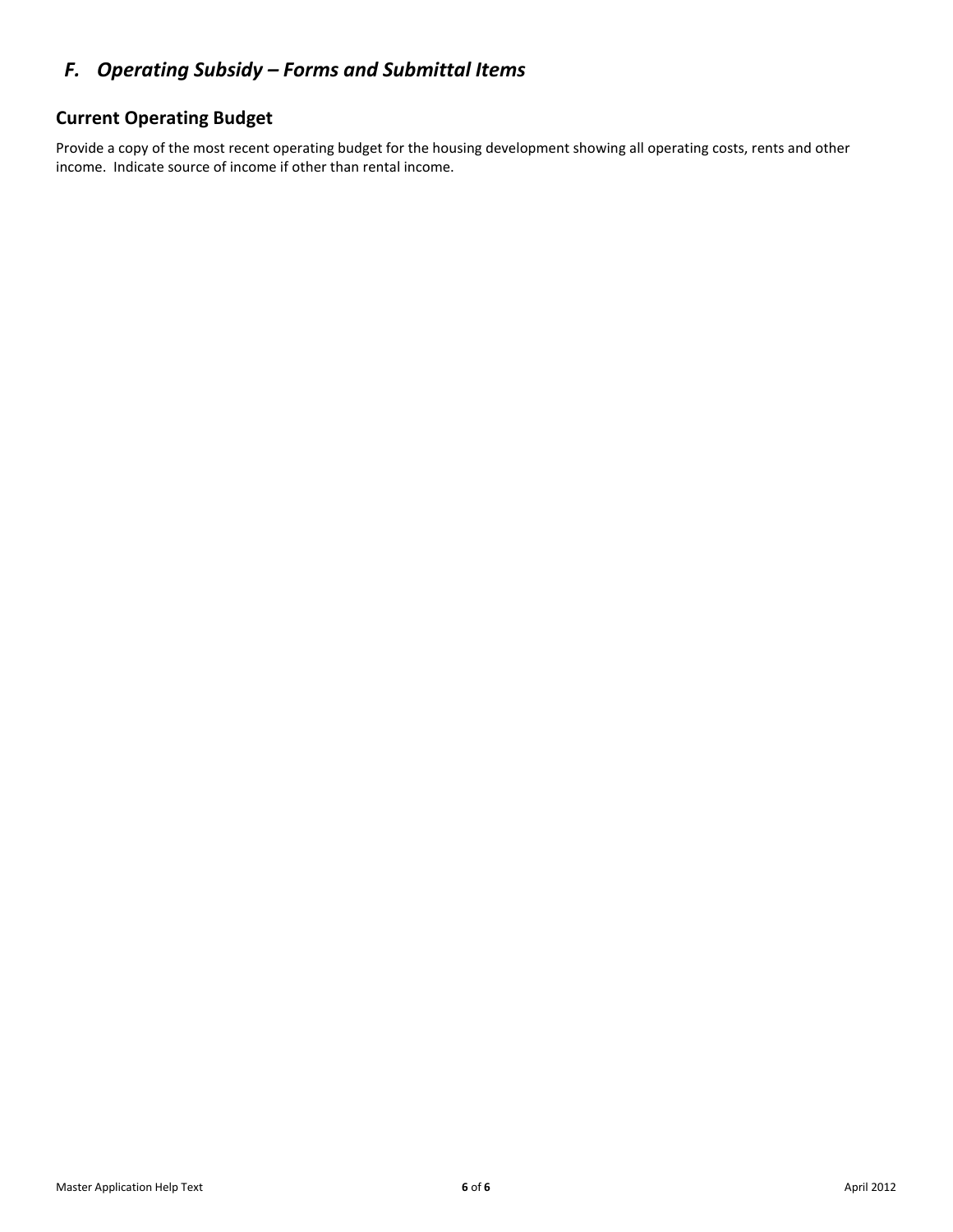## *F. Operating Subsidy – Forms and Submittal Items*

### Current Operating Budget

Provide a copy of the most recent operating budget for the housing development showing all operating costs, rents and other income. Indicate source of income if other than rental income.